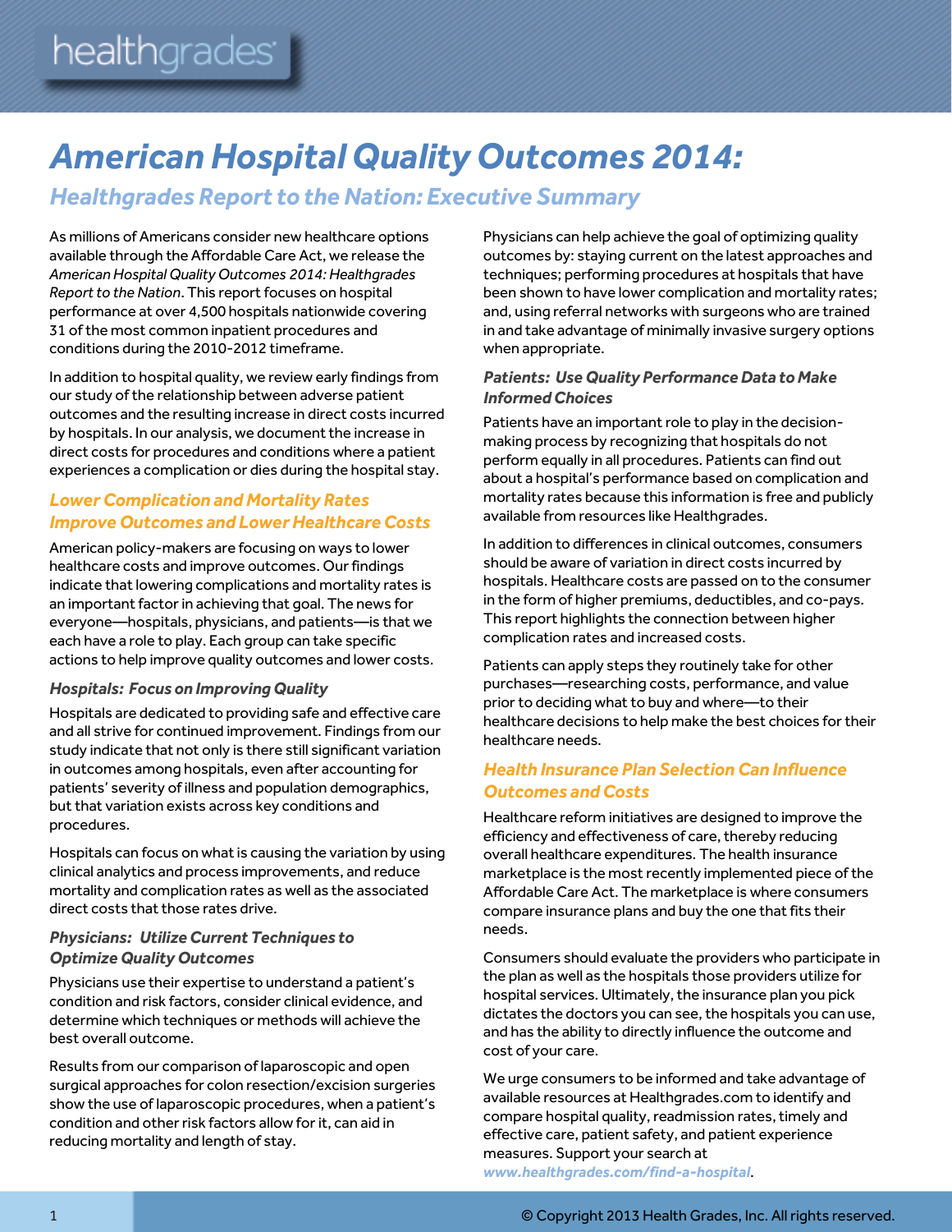# *American Hospital Quality Outcomes 2014:*

## *Healthgrades Report to the Nation: Executive Summary*

As millions of Americans consider new healthcare options available through the Affordable Care Act, we release the *American Hospital Quality Outcomes 2014: Healthgrades Report to the Nation*. This report focuses on hospital performance at over 4,500 hospitals nationwide covering 31 of the most common inpatient procedures and conditions during the 2010-2012 timeframe.

In addition to hospital quality, we review early findings from our study of the relationship between adverse patient outcomes and the resulting increase in direct costs incurred by hospitals. In our analysis, we document the increase in direct costs for procedures and conditions where a patient experiences a complication or dies during the hospital stay.

### *Lower Complication and Mortality Rates Improve Outcomes and Lower Healthcare Costs*

American policy-makers are focusing on ways to lower healthcare costs and improve outcomes. Our findings indicate that lowering complications and mortality rates is an important factor in achieving that goal. The news for everyone—hospitals, physicians, and patients—is that we each have a role to play. Each group can take specific actions to help improve quality outcomes and lower costs.

#### *Hospitals: Focus on Improving Quality*

Hospitals are dedicated to providing safe and effective care and all strive for continued improvement. Findings from our study indicate that not only is there still significant variation in outcomes among hospitals, even after accounting for patients' severity of illness and population demographics, but that variation exists across key conditions and procedures.

Hospitals can focus on what is causing the variation by using clinical analytics and process improvements, and reduce mortality and complication rates as well as the associated direct costs that those rates drive.

#### *Physicians: Utilize Current Techniques to Optimize Quality Outcomes*

Physicians use their expertise to understand a patient's condition and risk factors, consider clinical evidence, and determine which techniques or methods will achieve the best overall outcome.

Results from our comparison of laparoscopic and open surgical approaches for colon resection/excision surgeries show the use of laparoscopic procedures, when a patient's condition and other risk factors allow for it, can aid in reducing mortality and length of stay.

Physicians can help achieve the goal of optimizing quality outcomes by: staying current on the latest approaches and techniques; performing procedures at hospitals that have been shown to have lower complication and mortality rates; and, using referral networks with surgeons who are trained in and take advantage of minimally invasive surgery options when appropriate.

#### *Patients: Use Quality Performance Data to Make Informed Choices*

Patients have an important role to play in the decision-making process by recognizing that hospitals do not perform equally in all procedures. Patients can find out about a hospital's performance based on complication and mortality rates because this information is free and publicly available from resources like Healthgrades.

In addition to differences in clinical outcomes, consumers should be aware of variation in direct costs incurred by hospitals. Healthcare costs are passed on to the consumer in the form of higher premiums, deductibles, and co-pays. This report highlights the connection between higher complication rates and increased costs.

Patients can apply steps they routinely take for other purchases—researching costs, performance, and value prior to deciding what to buy and where—to their healthcare decisions to help make the best choices for their healthcare needs.

### *Health Insurance Plan Selection Can Influence Outcomes and Costs*

Healthcare reform initiatives are designed to improve the efficiency and effectiveness of care, thereby reducing overall healthcare expenditures. The health insurance marketplace is the most recently implemented piece of the Affordable Care Act. The marketplace is where consumers compare insurance plans and buy the one that fits their needs.

Consumers should evaluate the providers who participate in the plan as well as the hospitals those providers utilize for hospital services. Ultimately, the insurance plan you pick dictates the doctors you can see, the hospitals you can use, and has the ability to directly influence the outcome and cost of your care.

We urge consumers to be informed and take advantage of available resources at Healthgrades.com to identify and compare hospital quality, readmission rates, timely and effective care, patient safety, and patient experience measures. Support your search at ***www.healthgrades.com/find-a-hospital***.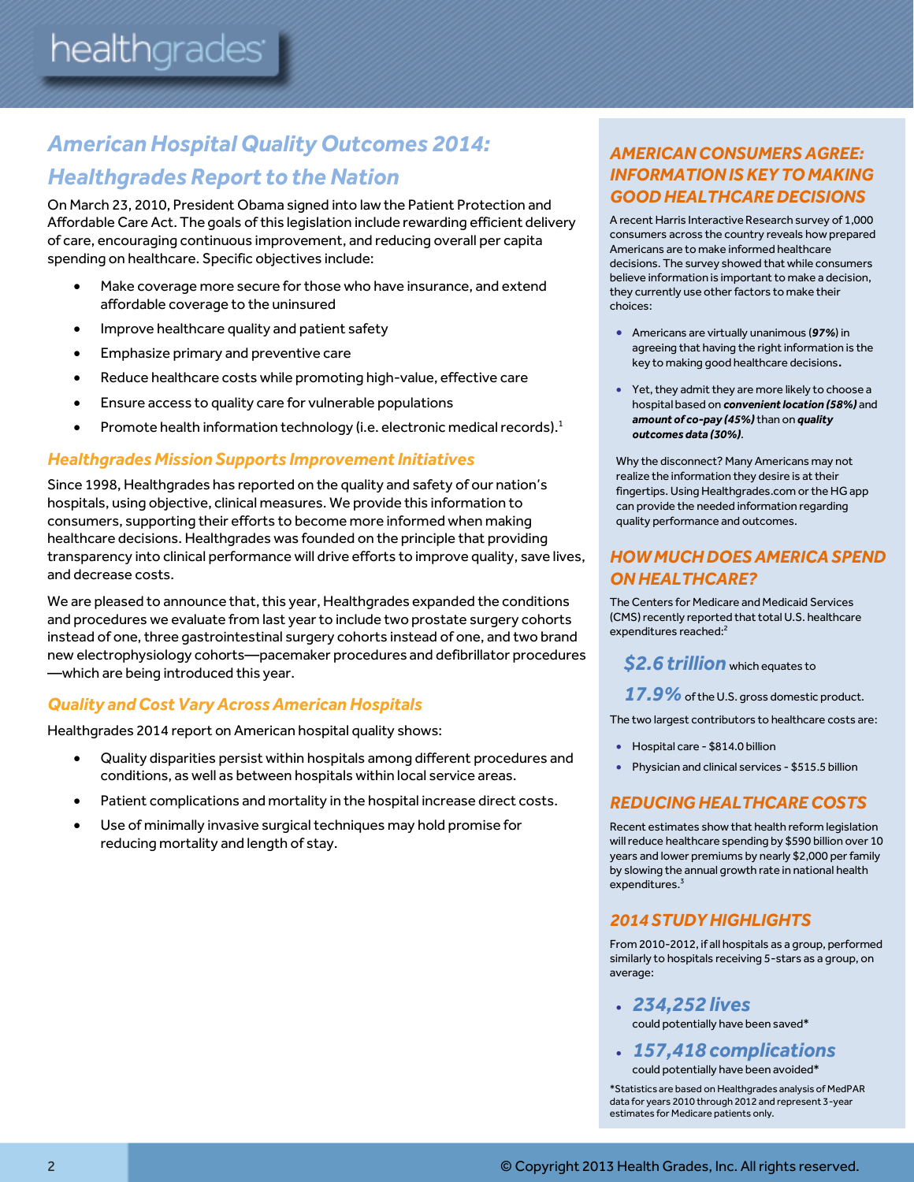# American Hospital Quality Outcomes 2014: Healthgrades Report to the Nation

On March 23, 2010, President Obama signed into law the Patient Protection and Affordable Care Act. The goals of this legislation include rewarding efficient delivery of care, encouraging continuous improvement, and reducing overall per capita spending on healthcare. Specific objectives include:

- Make coverage more secure for those who have insurance, and extend affordable coverage to the uninsured
- Improve healthcare quality and patient safety
- Emphasize primary and preventive care
- Reduce healthcare costs while promoting high-value, effective care
- Ensure access to quality care for vulnerable populations
- Promote health information technology (i.e. electronic medical records).[1]

## Healthgrades Mission Supports Improvement Initiatives

Since 1998, Healthgrades has reported on the quality and safety of our nation's hospitals, using objective, clinical measures. We provide this information to consumers, supporting their efforts to become more informed when making healthcare decisions. Healthgrades was founded on the principle that providing transparency into clinical performance will drive efforts to improve quality, save lives, and decrease costs.

We are pleased to announce that, this year, Healthgrades expanded the conditions and procedures we evaluate from last year to include two prostate surgery cohorts instead of one, three gastrointestinal surgery cohorts instead of one, and two brand new electrophysiology cohorts—pacemaker procedures and defibrillator procedures—which are being introduced this year.

## Quality and Cost Vary Across American Hospitals

Healthgrades 2014 report on American hospital quality shows:

- Quality disparities persist within hospitals among different procedures and conditions, as well as between hospitals within local service areas.
- Patient complications and mortality in the hospital increase direct costs.
- Use of minimally invasive surgical techniques may hold promise for reducing mortality and length of stay.

## AMERICAN CONSUMERS AGREE: INFORMATION IS KEY TO MAKING GOOD HEALTHCARE DECISIONS

A recent Harris Interactive Research survey of 1,000 consumers across the country reveals how prepared Americans are to make informed healthcare decisions. The survey showed that while consumers believe information is important to make a decision, they currently use other factors to make their choices:

- Americans are virtually unanimous (***97%***) in agreeing that having the right information is the key to making good healthcare decisions**.**
- Yet, they admit they are more likely to choose a hospital based on ***convenient location (58%)*** and ***amount of co-pay (45%)*** than on ***quality outcomes data (30%)***.

Why the disconnect? Many Americans may not realize the information they desire is at their fingertips. Using Healthgrades.com or the HG app can provide the needed information regarding quality performance and outcomes.

## HOW MUCH DOES AMERICA SPEND ON HEALTHCARE?

The Centers for Medicare and Medicaid Services (CMS) recently reported that total U.S. healthcare expenditures reached:[2]

***$2.6 trillion*** which equates to

***17.9%*** of the U.S. gross domestic product.

The two largest contributors to healthcare costs are:

- Hospital care - $814.0 billion
- Physician and clinical services - $515.5 billion

## REDUCING HEALTHCARE COSTS

Recent estimates show that health reform legislation will reduce healthcare spending by $590 billion over 10 years and lower premiums by nearly $2,000 per family by slowing the annual growth rate in national health expenditures.[3]

## 2014 STUDY HIGHLIGHTS

From 2010-2012, if all hospitals as a group, performed similarly to hospitals receiving 5-stars as a group, on average:

- ***234,252 lives*** could potentially have been saved*
- ***157,418 complications*** could potentially have been avoided*

*Statistics are based on Healthgrades analysis of MedPAR data for years 2010 through 2012 and represent 3-year estimates for Medicare patients only.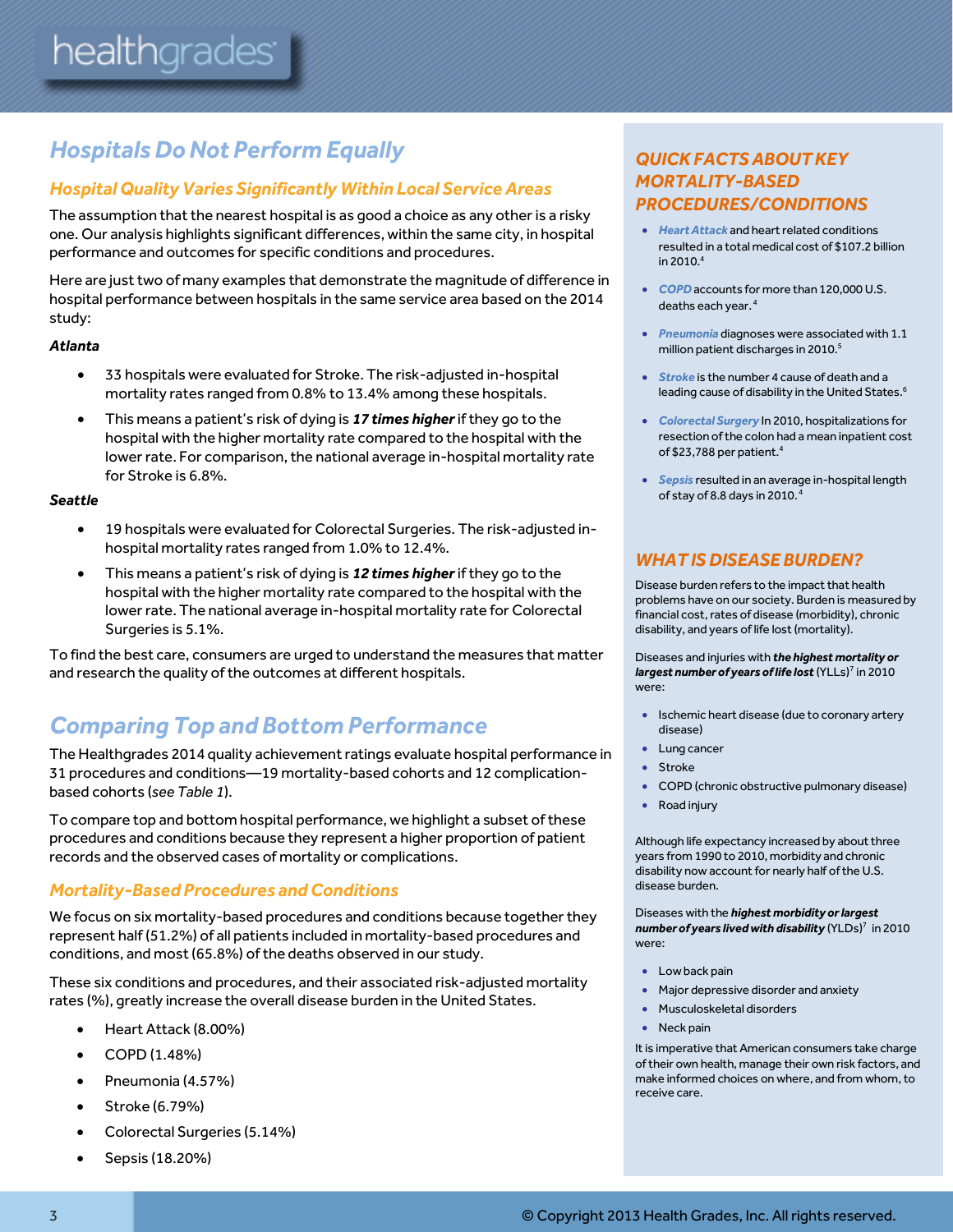## Hospitals Do Not Perform Equally

### Hospital Quality Varies Significantly Within Local Service Areas

The assumption that the nearest hospital is as good a choice as any other is a risky one. Our analysis highlights significant differences, within the same city, in hospital performance and outcomes for specific conditions and procedures.

Here are just two of many examples that demonstrate the magnitude of difference in hospital performance between hospitals in the same service area based on the 2014 study:

***Atlanta***

- 33 hospitals were evaluated for Stroke. The risk-adjusted in-hospital mortality rates ranged from 0.8% to 13.4% among these hospitals.
- This means a patient's risk of dying is ***17 times higher*** if they go to the hospital with the higher mortality rate compared to the hospital with the lower rate. For comparison, the national average in-hospital mortality rate for Stroke is 6.8%.

***Seattle***

- 19 hospitals were evaluated for Colorectal Surgeries. The risk-adjusted in-hospital mortality rates ranged from 1.0% to 12.4%.
- This means a patient's risk of dying is ***12 times higher*** if they go to the hospital with the higher mortality rate compared to the hospital with the lower rate. The national average in-hospital mortality rate for Colorectal Surgeries is 5.1%.

To find the best care, consumers are urged to understand the measures that matter and research the quality of the outcomes at different hospitals.

## Comparing Top and Bottom Performance

The Healthgrades 2014 quality achievement ratings evaluate hospital performance in 31 procedures and conditions—19 mortality-based cohorts and 12 complication-based cohorts (*see Table 1*).

To compare top and bottom hospital performance, we highlight a subset of these procedures and conditions because they represent a higher proportion of patient records and the observed cases of mortality or complications.

### Mortality-Based Procedures and Conditions

We focus on six mortality-based procedures and conditions because together they represent half (51.2%) of all patients included in mortality-based procedures and conditions, and most (65.8%) of the deaths observed in our study.

These six conditions and procedures, and their associated risk-adjusted mortality rates (%), greatly increase the overall disease burden in the United States.

- Heart Attack (8.00%)
- COPD (1.48%)
- Pneumonia (4.57%)
- Stroke (6.79%)
- Colorectal Surgeries (5.14%)
- Sepsis (18.20%)

### QUICK FACTS ABOUT KEY MORTALITY-BASED PROCEDURES/CONDITIONS

- ***Heart Attack*** and heart related conditions resulted in a total medical cost of $107.2 billion in 2010.[4]
- ***COPD*** accounts for more than 120,000 U.S. deaths each year.[4]
- ***Pneumonia*** diagnoses were associated with 1.1 million patient discharges in 2010.[5]
- ***Stroke*** is the number 4 cause of death and a leading cause of disability in the United States.[6]
- ***Colorectal Surgery*** In 2010, hospitalizations for resection of the colon had a mean inpatient cost of $23,788 per patient.[4]
- ***Sepsis*** resulted in an average in-hospital length of stay of 8.8 days in 2010.[4]

### WHAT IS DISEASE BURDEN?

Disease burden refers to the impact that health problems have on our society. Burden is measured by financial cost, rates of disease (morbidity), chronic disability, and years of life lost (mortality).

Diseases and injuries with ***the highest mortality or largest number of years of life lost*** (YLLs)[7] in 2010 were:

- Ischemic heart disease (due to coronary artery disease)
- Lung cancer
- Stroke
- COPD (chronic obstructive pulmonary disease)
- Road injury

Although life expectancy increased by about three years from 1990 to 2010, morbidity and chronic disability now account for nearly half of the U.S. disease burden.

Diseases with the ***highest morbidity or largest number of years lived with disability*** (YLDs)[7] in 2010 were:

- Low back pain
- Major depressive disorder and anxiety
- Musculoskeletal disorders
- Neck pain

It is imperative that American consumers take charge of their own health, manage their own risk factors, and make informed choices on where, and from whom, to receive care.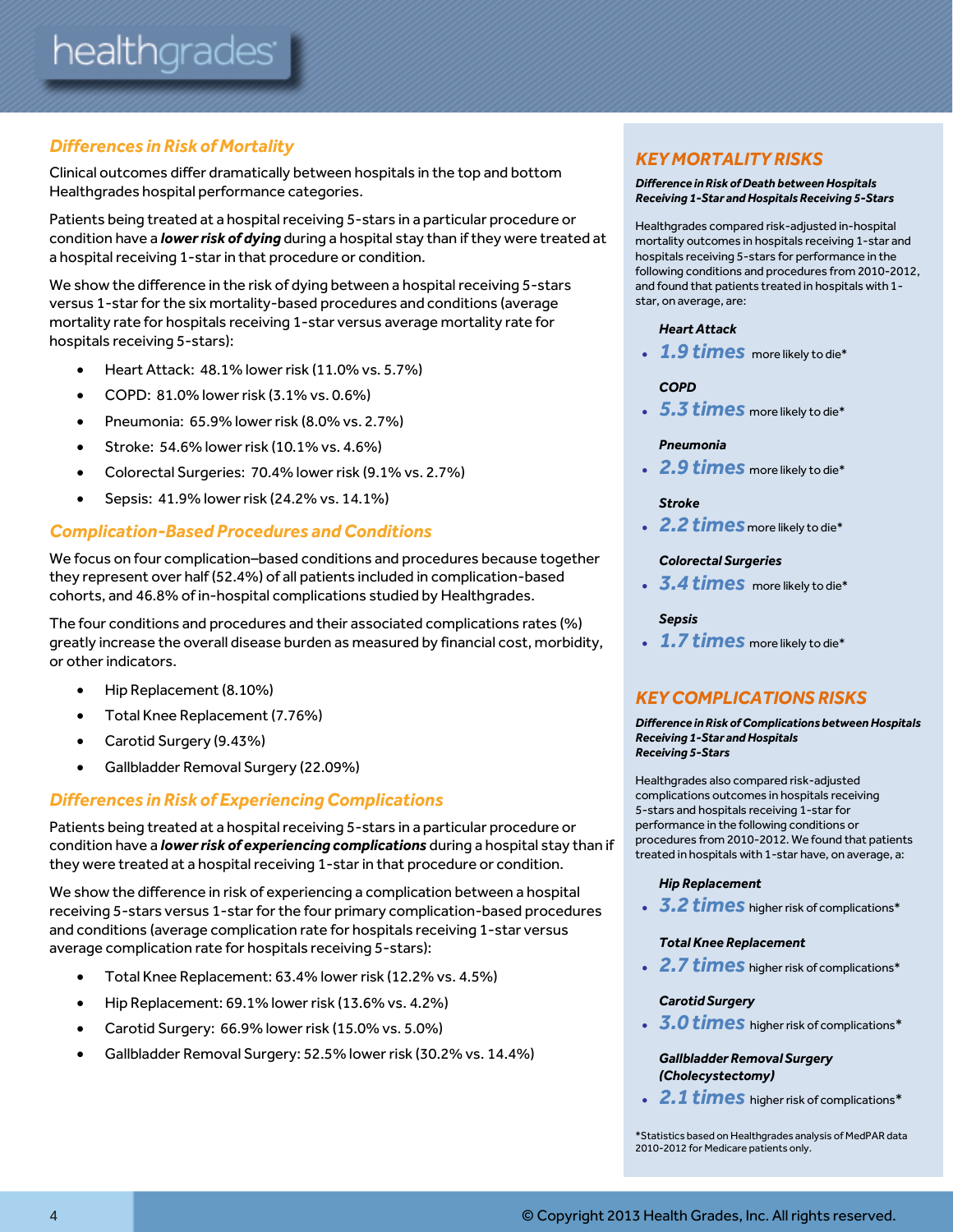## *Differences in Risk of Mortality*

Clinical outcomes differ dramatically between hospitals in the top and bottom Healthgrades hospital performance categories.

Patients being treated at a hospital receiving 5-stars in a particular procedure or condition have a ***lower risk of dying*** during a hospital stay than if they were treated at a hospital receiving 1-star in that procedure or condition.

We show the difference in the risk of dying between a hospital receiving 5-stars versus 1-star for the six mortality-based procedures and conditions (average mortality rate for hospitals receiving 1-star versus average mortality rate for hospitals receiving 5-stars):

- Heart Attack: 48.1% lower risk (11.0% vs. 5.7%)
- COPD: 81.0% lower risk (3.1% vs. 0.6%)
- Pneumonia: 65.9% lower risk (8.0% vs. 2.7%)
- Stroke: 54.6% lower risk (10.1% vs. 4.6%)
- Colorectal Surgeries: 70.4% lower risk (9.1% vs. 2.7%)
- Sepsis: 41.9% lower risk (24.2% vs. 14.1%)

## *Complication-Based Procedures and Conditions*

We focus on four complication–based conditions and procedures because together they represent over half (52.4%) of all patients included in complication-based cohorts, and 46.8% of in-hospital complications studied by Healthgrades.

The four conditions and procedures and their associated complications rates (%) greatly increase the overall disease burden as measured by financial cost, morbidity, or other indicators.

- Hip Replacement (8.10%)
- Total Knee Replacement (7.76%)
- Carotid Surgery (9.43%)
- Gallbladder Removal Surgery (22.09%)

## *Differences in Risk of Experiencing Complications*

Patients being treated at a hospital receiving 5-stars in a particular procedure or condition have a ***lower risk of experiencing complications*** during a hospital stay than if they were treated at a hospital receiving 1-star in that procedure or condition.

We show the difference in risk of experiencing a complication between a hospital receiving 5-stars versus 1-star for the four primary complication-based procedures and conditions (average complication rate for hospitals receiving 1-star versus average complication rate for hospitals receiving 5-stars):

- Total Knee Replacement: 63.4% lower risk (12.2% vs. 4.5%)
- Hip Replacement: 69.1% lower risk (13.6% vs. 4.2%)
- Carotid Surgery: 66.9% lower risk (15.0% vs. 5.0%)
- Gallbladder Removal Surgery: 52.5% lower risk (30.2% vs. 14.4%)

## *KEY MORTALITY RISKS*

***Difference in Risk of Death between Hospitals Receiving 1-Star and Hospitals Receiving 5-Stars***

Healthgrades compared risk-adjusted in-hospital mortality outcomes in hospitals receiving 1-star and hospitals receiving 5-stars for performance in the following conditions and procedures from 2010-2012, and found that patients treated in hospitals with 1-star, on average, are:

***Heart Attack***

- ***1.9 times*** more likely to die*

***COPD***

- ***5.3 times*** more likely to die*

***Pneumonia***

- ***2.9 times*** more likely to die*

***Stroke***

- ***2.2 times*** more likely to die*

***Colorectal Surgeries***

- ***3.4 times*** more likely to die*

***Sepsis***

- ***1.7 times*** more likely to die*

## *KEY COMPLICATIONS RISKS*

***Difference in Risk of Complications between Hospitals Receiving 1-Star and Hospitals Receiving 5-Stars***

Healthgrades also compared risk-adjusted complications outcomes in hospitals receiving 5-stars and hospitals receiving 1-star for performance in the following conditions or procedures from 2010-2012. We found that patients treated in hospitals with 1-star have, on average, a:

***Hip Replacement***

- ***3.2 times*** higher risk of complications*

***Total Knee Replacement***

- ***2.7 times*** higher risk of complications*

***Carotid Surgery***

- ***3.0 times*** higher risk of complications*

***Gallbladder Removal Surgery (Cholecystectomy)***

- ***2.1 times*** higher risk of complications*

*Statistics based on Healthgrades analysis of MedPAR data 2010-2012 for Medicare patients only.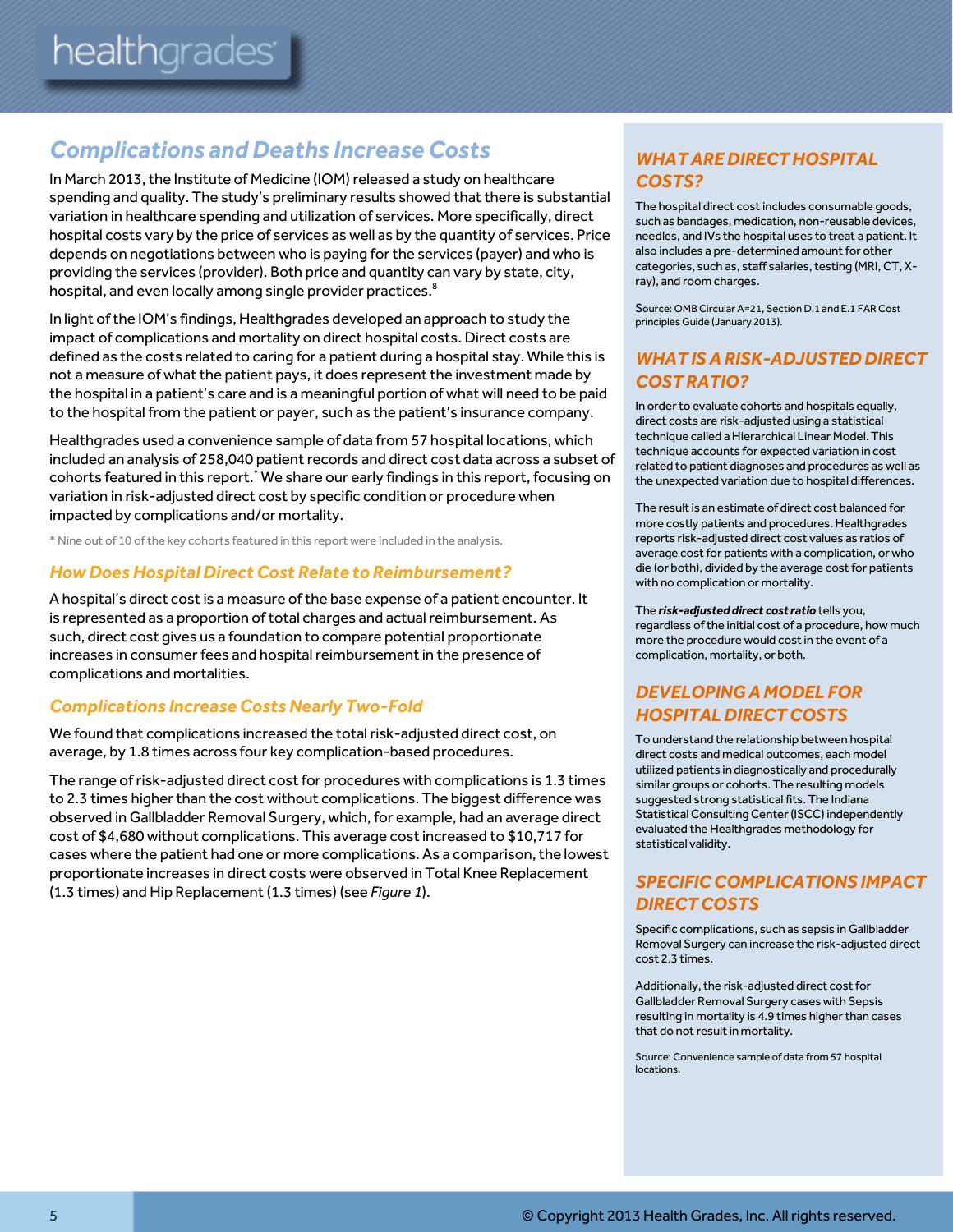## Complications and Deaths Increase Costs

In March 2013, the Institute of Medicine (IOM) released a study on healthcare spending and quality. The study's preliminary results showed that there is substantial variation in healthcare spending and utilization of services. More specifically, direct hospital costs vary by the price of services as well as by the quantity of services. Price depends on negotiations between who is paying for the services (payer) and who is providing the services (provider). Both price and quantity can vary by state, city, hospital, and even locally among single provider practices.[8]

In light of the IOM's findings, Healthgrades developed an approach to study the impact of complications and mortality on direct hospital costs. Direct costs are defined as the costs related to caring for a patient during a hospital stay. While this is not a measure of what the patient pays, it does represent the investment made by the hospital in a patient's care and is a meaningful portion of what will need to be paid to the hospital from the patient or payer, such as the patient's insurance company.

Healthgrades used a convenience sample of data from 57 hospital locations, which included an analysis of 258,040 patient records and direct cost data across a subset of cohorts featured in this report.* We share our early findings in this report, focusing on variation in risk-adjusted direct cost by specific condition or procedure when impacted by complications and/or mortality.

\* Nine out of 10 of the key cohorts featured in this report were included in the analysis.

### How Does Hospital Direct Cost Relate to Reimbursement?

A hospital's direct cost is a measure of the base expense of a patient encounter. It is represented as a proportion of total charges and actual reimbursement. As such, direct cost gives us a foundation to compare potential proportionate increases in consumer fees and hospital reimbursement in the presence of complications and mortalities.

### Complications Increase Costs Nearly Two-Fold

We found that complications increased the total risk-adjusted direct cost, on average, by 1.8 times across four key complication-based procedures.

The range of risk-adjusted direct cost for procedures with complications is 1.3 times to 2.3 times higher than the cost without complications. The biggest difference was observed in Gallbladder Removal Surgery, which, for example, had an average direct cost of $4,680 without complications. This average cost increased to $10,717 for cases where the patient had one or more complications. As a comparison, the lowest proportionate increases in direct costs were observed in Total Knee Replacement (1.3 times) and Hip Replacement (1.3 times) (see *Figure 1*).

### WHAT ARE DIRECT HOSPITAL COSTS?

The hospital direct cost includes consumable goods, such as bandages, medication, non-reusable devices, needles, and IVs the hospital uses to treat a patient. It also includes a pre-determined amount for other categories, such as, staff salaries, testing (MRI, CT, X-ray), and room charges.

Source: OMB Circular A=21, Section D.1 and E.1 FAR Cost principles Guide (January 2013).

### WHAT IS A RISK-ADJUSTED DIRECT COST RATIO?

In order to evaluate cohorts and hospitals equally, direct costs are risk-adjusted using a statistical technique called a Hierarchical Linear Model. This technique accounts for expected variation in cost related to patient diagnoses and procedures as well as the unexpected variation due to hospital differences.

The result is an estimate of direct cost balanced for more costly patients and procedures. Healthgrades reports risk-adjusted direct cost values as ratios of average cost for patients with a complication, or who die (or both), divided by the average cost for patients with no complication or mortality.

The ***risk-adjusted direct cost ratio*** tells you, regardless of the initial cost of a procedure, how much more the procedure would cost in the event of a complication, mortality, or both.

### DEVELOPING A MODEL FOR HOSPITAL DIRECT COSTS

To understand the relationship between hospital direct costs and medical outcomes, each model utilized patients in diagnostically and procedurally similar groups or cohorts. The resulting models suggested strong statistical fits. The Indiana Statistical Consulting Center (ISCC) independently evaluated the Healthgrades methodology for statistical validity.

### SPECIFIC COMPLICATIONS IMPACT DIRECT COSTS

Specific complications, such as sepsis in Gallbladder Removal Surgery can increase the risk-adjusted direct cost 2.3 times.

Additionally, the risk-adjusted direct cost for Gallbladder Removal Surgery cases with Sepsis resulting in mortality is 4.9 times higher than cases that do not result in mortality.

Source: Convenience sample of data from 57 hospital locations.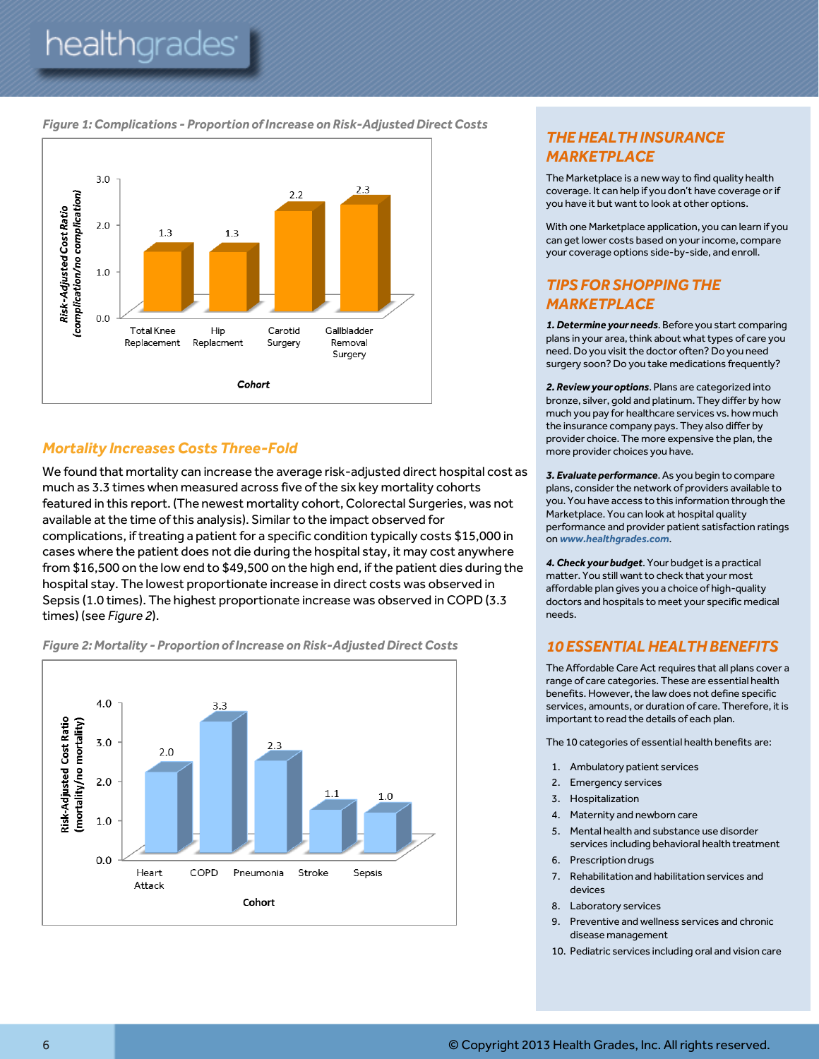*Figure 1: Complications - Proportion of Increase on Risk-Adjusted Direct Costs*

| Cohort | Risk-Adjusted Cost Ratio (complication/no complication) |
|---|---|
| Total Knee Replacement | 1.3 |
| Hip Replacment | 1.3 |
| Carotid Surgery | 2.2 |
| Gallbladder Removal Surgery | 2.3 |

## *Mortality Increases Costs Three-Fold*

We found that mortality can increase the average risk-adjusted direct hospital cost as much as 3.3 times when measured across five of the six key mortality cohorts featured in this report. (The newest mortality cohort, Colorectal Surgeries, was not available at the time of this analysis). Similar to the impact observed for complications, if treating a patient for a specific condition typically costs $15,000 in cases where the patient does not die during the hospital stay, it may cost anywhere from $16,500 on the low end to $49,500 on the high end, if the patient dies during the hospital stay. The lowest proportionate increase in direct costs was observed in Sepsis (1.0 times). The highest proportionate increase was observed in COPD (3.3 times) (see *Figure 2*).

*Figure 2: Mortality - Proportion of Increase on Risk-Adjusted Direct Costs*

| Cohort | Risk-Adjusted Cost Ratio (mortality/no mortality) |
|---|---|
| Heart Attack | 2.0 |
| COPD | 3.3 |
| Pneumonia | 2.3 |
| Stroke | 1.1 |
| Sepsis | 1.0 |

## *THE HEALTH INSURANCE MARKETPLACE*

The Marketplace is a new way to find quality health coverage. It can help if you don't have coverage or if you have it but want to look at other options.

With one Marketplace application, you can learn if you can get lower costs based on your income, compare your coverage options side-by-side, and enroll.

## *TIPS FOR SHOPPING THE MARKETPLACE*

***1. Determine your needs***. Before you start comparing plans in your area, think about what types of care you need. Do you visit the doctor often? Do you need surgery soon? Do you take medications frequently?

***2. Review your options***. Plans are categorized into bronze, silver, gold and platinum. They differ by how much you pay for healthcare services vs. how much the insurance company pays. They also differ by provider choice. The more expensive the plan, the more provider choices you have.

***3. Evaluate performance***. As you begin to compare plans, consider the network of providers available to you. You have access to this information through the Marketplace. You can look at hospital quality performance and provider patient satisfaction ratings on ***www.healthgrades.com***.

***4. Check your budget***. Your budget is a practical matter. You still want to check that your most affordable plan gives you a choice of high-quality doctors and hospitals to meet your specific medical needs.

## *10 ESSENTIAL HEALTH BENEFITS*

The Affordable Care Act requires that all plans cover a range of care categories. These are essential health benefits. However, the law does not define specific services, amounts, or duration of care. Therefore, it is important to read the details of each plan.

The 10 categories of essential health benefits are:

1. Ambulatory patient services
2. Emergency services
3. Hospitalization
4. Maternity and newborn care
5. Mental health and substance use disorder services including behavioral health treatment
6. Prescription drugs
7. Rehabilitation and habilitation services and devices
8. Laboratory services
9. Preventive and wellness services and chronic disease management
10. Pediatric services including oral and vision care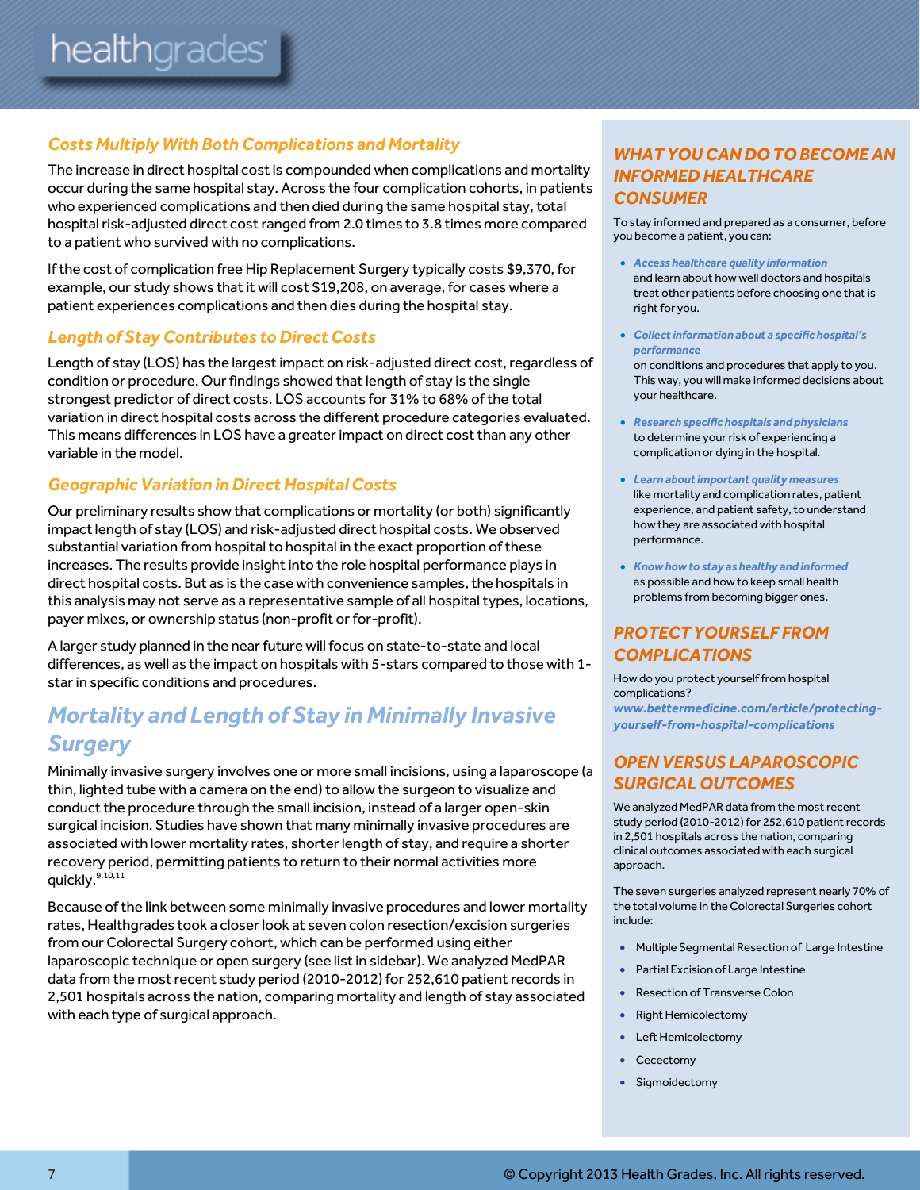### *Costs Multiply With Both Complications and Mortality*

The increase in direct hospital cost is compounded when complications and mortality occur during the same hospital stay. Across the four complication cohorts, in patients who experienced complications and then died during the same hospital stay, total hospital risk-adjusted direct cost ranged from 2.0 times to 3.8 times more compared to a patient who survived with no complications.

If the cost of complication free Hip Replacement Surgery typically costs $9,370, for example, our study shows that it will cost $19,208, on average, for cases where a patient experiences complications and then dies during the hospital stay.

### *Length of Stay Contributes to Direct Costs*

Length of stay (LOS) has the largest impact on risk-adjusted direct cost, regardless of condition or procedure. Our findings showed that length of stay is the single strongest predictor of direct costs. LOS accounts for 31% to 68% of the total variation in direct hospital costs across the different procedure categories evaluated. This means differences in LOS have a greater impact on direct cost than any other variable in the model.

### *Geographic Variation in Direct Hospital Costs*

Our preliminary results show that complications or mortality (or both) significantly impact length of stay (LOS) and risk-adjusted direct hospital costs. We observed substantial variation from hospital to hospital in the exact proportion of these increases. The results provide insight into the role hospital performance plays in direct hospital costs. But as is the case with convenience samples, the hospitals in this analysis may not serve as a representative sample of all hospital types, locations, payer mixes, or ownership status (non-profit or for-profit).

A larger study planned in the near future will focus on state-to-state and local differences, as well as the impact on hospitals with 5-stars compared to those with 1-star in specific conditions and procedures.

## *Mortality and Length of Stay in Minimally Invasive Surgery*

Minimally invasive surgery involves one or more small incisions, using a laparoscope (a thin, lighted tube with a camera on the end) to allow the surgeon to visualize and conduct the procedure through the small incision, instead of a larger open-skin surgical incision. Studies have shown that many minimally invasive procedures are associated with lower mortality rates, shorter length of stay, and require a shorter recovery period, permitting patients to return to their normal activities more quickly.[9,10,11]

Because of the link between some minimally invasive procedures and lower mortality rates, Healthgrades took a closer look at seven colon resection/excision surgeries from our Colorectal Surgery cohort, which can be performed using either laparoscopic technique or open surgery (see list in sidebar). We analyzed MedPAR data from the most recent study period (2010-2012) for 252,610 patient records in 2,501 hospitals across the nation, comparing mortality and length of stay associated with each type of surgical approach.

### *WHAT YOU CAN DO TO BECOME AN INFORMED HEALTHCARE CONSUMER*

To stay informed and prepared as a consumer, before you become a patient, you can:

- ***Access healthcare quality information*** and learn about how well doctors and hospitals treat other patients before choosing one that is right for you.
- ***Collect information about a specific hospital's performance*** on conditions and procedures that apply to you. This way, you will make informed decisions about your healthcare.
- ***Research specific hospitals and physicians*** to determine your risk of experiencing a complication or dying in the hospital.
- ***Learn about important quality measures*** like mortality and complication rates, patient experience, and patient safety, to understand how they are associated with hospital performance.
- ***Know how to stay as healthy and informed*** as possible and how to keep small health problems from becoming bigger ones.

### *PROTECT YOURSELF FROM COMPLICATIONS*

How do you protect yourself from hospital complications?
***www.bettermedicine.com/article/protecting-yourself-from-hospital-complications***

### *OPEN VERSUS LAPAROSCOPIC SURGICAL OUTCOMES*

We analyzed MedPAR data from the most recent study period (2010-2012) for 252,610 patient records in 2,501 hospitals across the nation, comparing clinical outcomes associated with each surgical approach.

The seven surgeries analyzed represent nearly 70% of the total volume in the Colorectal Surgeries cohort include:

- Multiple Segmental Resection of Large Intestine
- Partial Excision of Large Intestine
- Resection of Transverse Colon
- Right Hemicolectomy
- Left Hemicolectomy
- Cecectomy
- Sigmoidectomy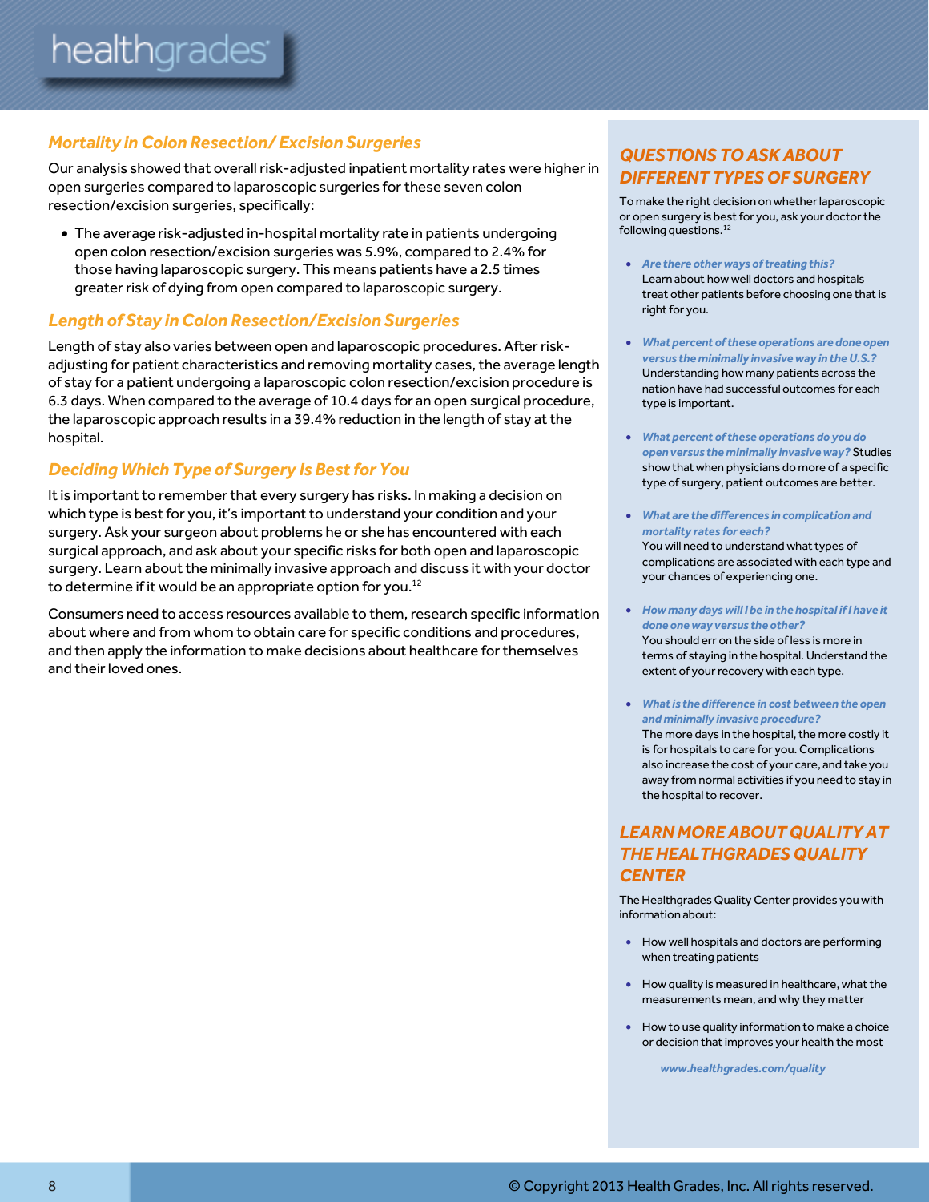## Mortality in Colon Resection/ Excision Surgeries

Our analysis showed that overall risk-adjusted inpatient mortality rates were higher in open surgeries compared to laparoscopic surgeries for these seven colon resection/excision surgeries, specifically:

- The average risk-adjusted in-hospital mortality rate in patients undergoing open colon resection/excision surgeries was 5.9%, compared to 2.4% for those having laparoscopic surgery. This means patients have a 2.5 times greater risk of dying from open compared to laparoscopic surgery.

## Length of Stay in Colon Resection/Excision Surgeries

Length of stay also varies between open and laparoscopic procedures. After risk-adjusting for patient characteristics and removing mortality cases, the average length of stay for a patient undergoing a laparoscopic colon resection/excision procedure is 6.3 days. When compared to the average of 10.4 days for an open surgical procedure, the laparoscopic approach results in a 39.4% reduction in the length of stay at the hospital.

## Deciding Which Type of Surgery Is Best for You

It is important to remember that every surgery has risks. In making a decision on which type is best for you, it's important to understand your condition and your surgery. Ask your surgeon about problems he or she has encountered with each surgical approach, and ask about your specific risks for both open and laparoscopic surgery. Learn about the minimally invasive approach and discuss it with your doctor to determine if it would be an appropriate option for you.[12]

Consumers need to access resources available to them, research specific information about where and from whom to obtain care for specific conditions and procedures, and then apply the information to make decisions about healthcare for themselves and their loved ones.

## QUESTIONS TO ASK ABOUT DIFFERENT TYPES OF SURGERY

To make the right decision on whether laparoscopic or open surgery is best for you, ask your doctor the following questions.[12]

- ***Are there other ways of treating this?***
  Learn about how well doctors and hospitals treat other patients before choosing one that is right for you.

- ***What percent of these operations are done open versus the minimally invasive way in the U.S.?***
  Understanding how many patients across the nation have had successful outcomes for each type is important.

- ***What percent of these operations do you do open versus the minimally invasive way?*** Studies show that when physicians do more of a specific type of surgery, patient outcomes are better.

- ***What are the differences in complication and mortality rates for each?***
  You will need to understand what types of complications are associated with each type and your chances of experiencing one.

- ***How many days will I be in the hospital if I have it done one way versus the other?***
  You should err on the side of less is more in terms of staying in the hospital. Understand the extent of your recovery with each type.

- ***What is the difference in cost between the open and minimally invasive procedure?***
  The more days in the hospital, the more costly it is for hospitals to care for you. Complications also increase the cost of your care, and take you away from normal activities if you need to stay in the hospital to recover.

## LEARN MORE ABOUT QUALITY AT THE HEALTHGRADES QUALITY CENTER

The Healthgrades Quality Center provides you with information about:

- How well hospitals and doctors are performing when treating patients
- How quality is measured in healthcare, what the measurements mean, and why they matter
- How to use quality information to make a choice or decision that improves your health the most

***www.healthgrades.com/quality***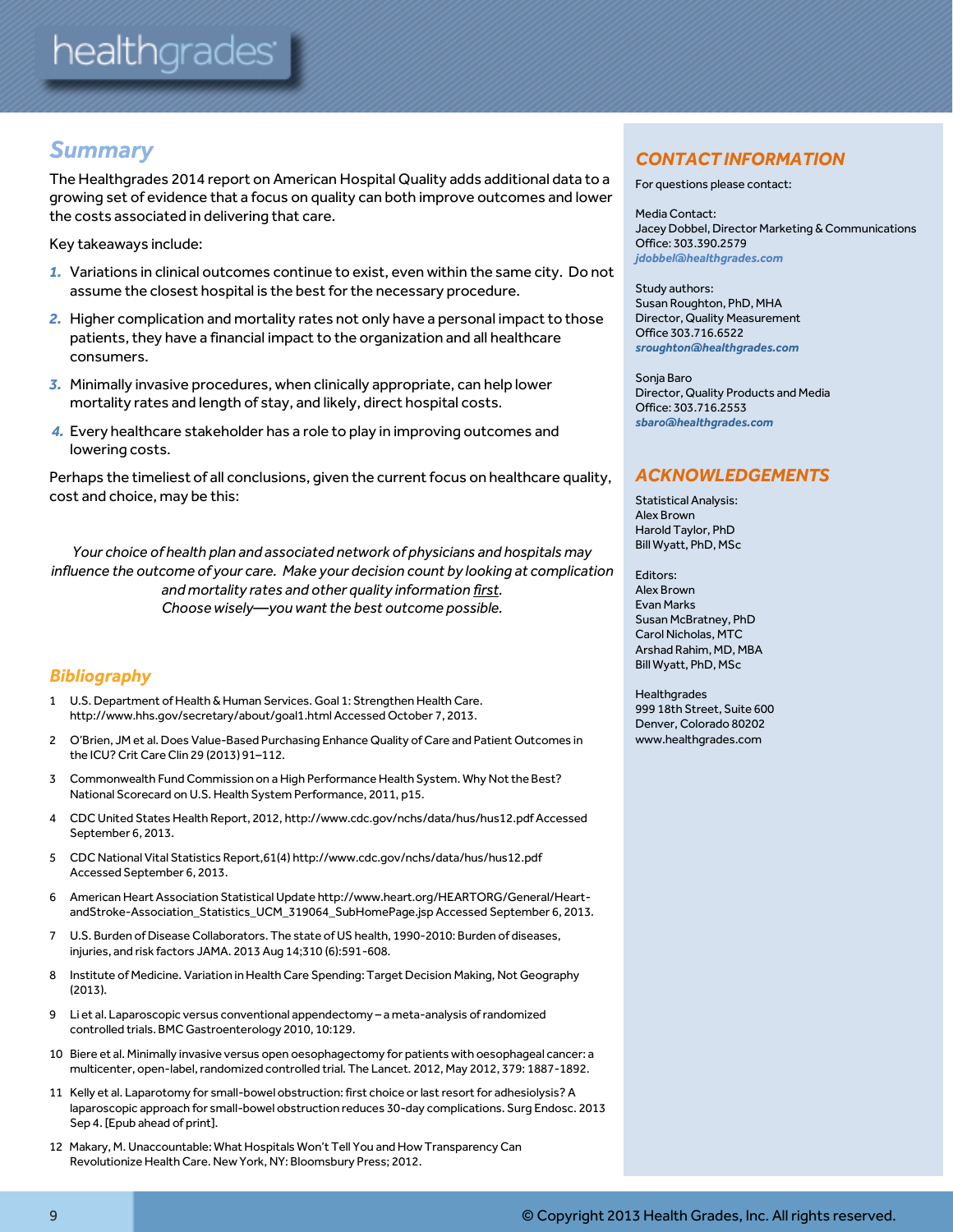## Summary

The Healthgrades 2014 report on American Hospital Quality adds additional data to a growing set of evidence that a focus on quality can both improve outcomes and lower the costs associated in delivering that care.

Key takeaways include:

1. Variations in clinical outcomes continue to exist, even within the same city. Do not assume the closest hospital is the best for the necessary procedure.
2. Higher complication and mortality rates not only have a personal impact to those patients, they have a financial impact to the organization and all healthcare consumers.
3. Minimally invasive procedures, when clinically appropriate, can help lower mortality rates and length of stay, and likely, direct hospital costs.
4. Every healthcare stakeholder has a role to play in improving outcomes and lowering costs.

Perhaps the timeliest of all conclusions, given the current focus on healthcare quality, cost and choice, may be this:

*Your choice of health plan and associated network of physicians and hospitals may influence the outcome of your care. Make your decision count by looking at complication and mortality rates and other quality information first. Choose wisely—you want the best outcome possible.*

## Bibliography

1. U.S. Department of Health & Human Services. Goal 1: Strengthen Health Care. http://www.hhs.gov/secretary/about/goal1.html Accessed October 7, 2013.
2. O'Brien, JM et al. Does Value-Based Purchasing Enhance Quality of Care and Patient Outcomes in the ICU? Crit Care Clin 29 (2013) 91–112.
3. Commonwealth Fund Commission on a High Performance Health System. Why Not the Best? National Scorecard on U.S. Health System Performance, 2011, p15.
4. CDC United States Health Report, 2012, http://www.cdc.gov/nchs/data/hus/hus12.pdf Accessed September 6, 2013.
5. CDC National Vital Statistics Report,61(4) http://www.cdc.gov/nchs/data/hus/hus12.pdf Accessed September 6, 2013.
6. American Heart Association Statistical Update http://www.heart.org/HEARTORG/General/Heart-andStroke-Association_Statistics_UCM_319064_SubHomePage.jsp Accessed September 6, 2013.
7. U.S. Burden of Disease Collaborators. The state of US health, 1990-2010: Burden of diseases, injuries, and risk factors JAMA. 2013 Aug 14;310 (6):591-608.
8. Institute of Medicine. Variation in Health Care Spending: Target Decision Making, Not Geography (2013).
9. Li et al. Laparoscopic versus conventional appendectomy – a meta-analysis of randomized controlled trials. BMC Gastroenterology 2010, 10:129.
10. Biere et al. Minimally invasive versus open oesophagectomy for patients with oesophageal cancer: a multicenter, open-label, randomized controlled trial. The Lancet. 2012, May 2012, 379: 1887-1892.
11. Kelly et al. Laparotomy for small-bowel obstruction: first choice or last resort for adhesiolysis? A laparoscopic approach for small-bowel obstruction reduces 30-day complications. Surg Endosc. 2013 Sep 4. [Epub ahead of print].
12. Makary, M. Unaccountable: What Hospitals Won't Tell You and How Transparency Can Revolutionize Health Care. New York, NY: Bloomsbury Press; 2012.

## CONTACT INFORMATION

For questions please contact:

Media Contact:
Jacey Dobbel, Director Marketing & Communications
Office: 303.390.2579
jdobbel@healthgrades.com

Study authors:
Susan Roughton, PhD, MHA
Director, Quality Measurement
Office 303.716.6522
sroughton@healthgrades.com

Sonja Baro
Director, Quality Products and Media
Office: 303.716.2553
sbaro@healthgrades.com

## ACKNOWLEDGEMENTS

Statistical Analysis:
Alex Brown
Harold Taylor, PhD
Bill Wyatt, PhD, MSc

Editors:
Alex Brown
Evan Marks
Susan McBratney, PhD
Carol Nicholas, MTC
Arshad Rahim, MD, MBA
Bill Wyatt, PhD, MSc

Healthgrades
999 18th Street, Suite 600
Denver, Colorado 80202
www.healthgrades.com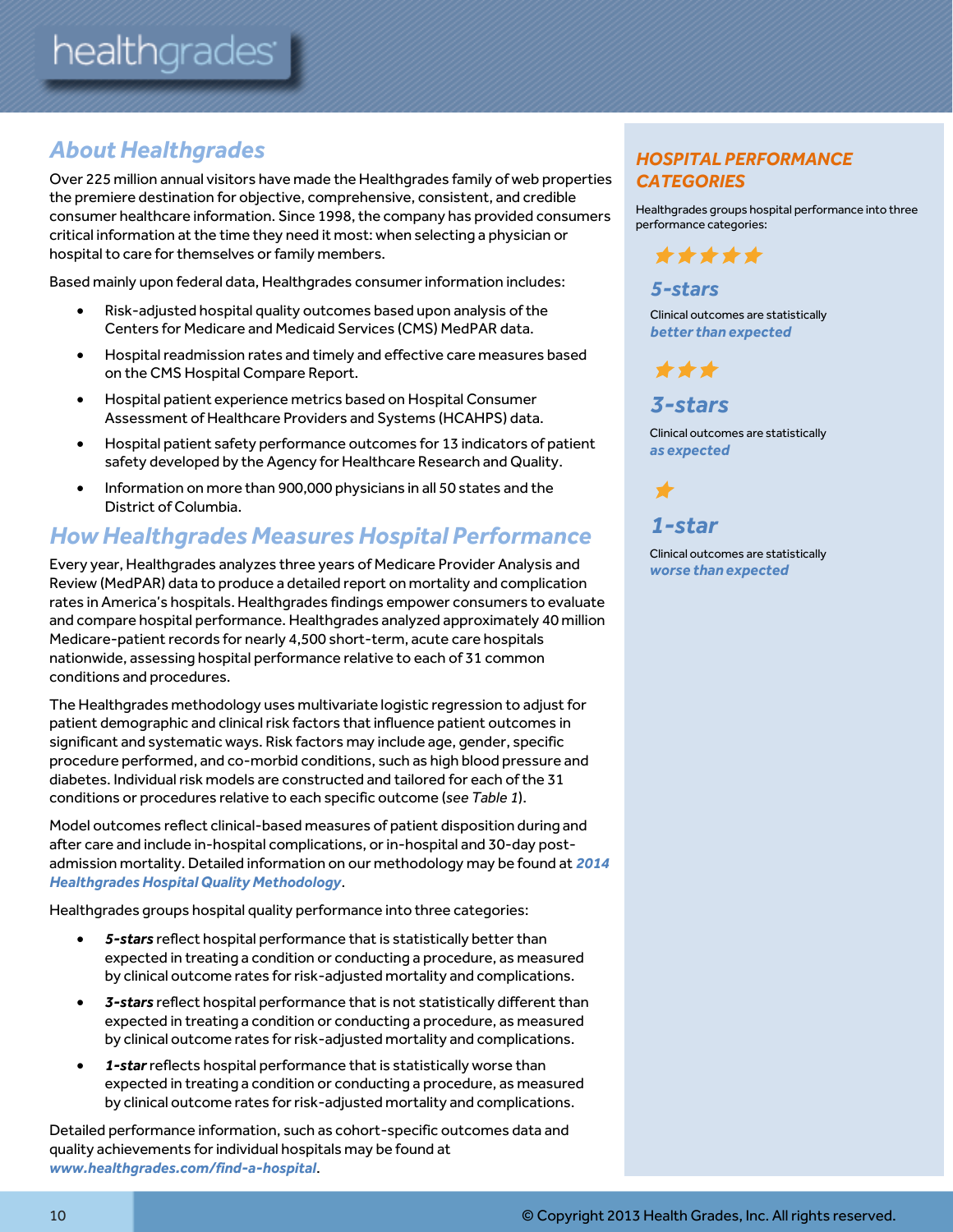## About Healthgrades

Over 225 million annual visitors have made the Healthgrades family of web properties the premiere destination for objective, comprehensive, consistent, and credible consumer healthcare information. Since 1998, the company has provided consumers critical information at the time they need it most: when selecting a physician or hospital to care for themselves or family members.

Based mainly upon federal data, Healthgrades consumer information includes:

- Risk-adjusted hospital quality outcomes based upon analysis of the Centers for Medicare and Medicaid Services (CMS) MedPAR data.
- Hospital readmission rates and timely and effective care measures based on the CMS Hospital Compare Report.
- Hospital patient experience metrics based on Hospital Consumer Assessment of Healthcare Providers and Systems (HCAHPS) data.
- Hospital patient safety performance outcomes for 13 indicators of patient safety developed by the Agency for Healthcare Research and Quality.
- Information on more than 900,000 physicians in all 50 states and the District of Columbia.

## How Healthgrades Measures Hospital Performance

Every year, Healthgrades analyzes three years of Medicare Provider Analysis and Review (MedPAR) data to produce a detailed report on mortality and complication rates in America's hospitals. Healthgrades findings empower consumers to evaluate and compare hospital performance. Healthgrades analyzed approximately 40 million Medicare-patient records for nearly 4,500 short-term, acute care hospitals nationwide, assessing hospital performance relative to each of 31 common conditions and procedures.

The Healthgrades methodology uses multivariate logistic regression to adjust for patient demographic and clinical risk factors that influence patient outcomes in significant and systematic ways. Risk factors may include age, gender, specific procedure performed, and co-morbid conditions, such as high blood pressure and diabetes. Individual risk models are constructed and tailored for each of the 31 conditions or procedures relative to each specific outcome (*see Table 1*).

Model outcomes reflect clinical-based measures of patient disposition during and after care and include in-hospital complications, or in-hospital and 30-day post-admission mortality. Detailed information on our methodology may be found at ***2014 Healthgrades Hospital Quality Methodology***.

Healthgrades groups hospital quality performance into three categories:

- ***5-stars*** reflect hospital performance that is statistically better than expected in treating a condition or conducting a procedure, as measured by clinical outcome rates for risk-adjusted mortality and complications.
- ***3-stars*** reflect hospital performance that is not statistically different than expected in treating a condition or conducting a procedure, as measured by clinical outcome rates for risk-adjusted mortality and complications.
- ***1-star*** reflects hospital performance that is statistically worse than expected in treating a condition or conducting a procedure, as measured by clinical outcome rates for risk-adjusted mortality and complications.

Detailed performance information, such as cohort-specific outcomes data and quality achievements for individual hospitals may be found at ***www.healthgrades.com/find-a-hospital***.

### HOSPITAL PERFORMANCE CATEGORIES

Healthgrades groups hospital performance into three performance categories:

★★★★★

***5-stars***

Clinical outcomes are statistically ***better than expected***

★★★

***3-stars***

Clinical outcomes are statistically ***as expected***

★

***1-star***

Clinical outcomes are statistically ***worse than expected***

© Copyright 2013 Health Grades, Inc. All rights reserved.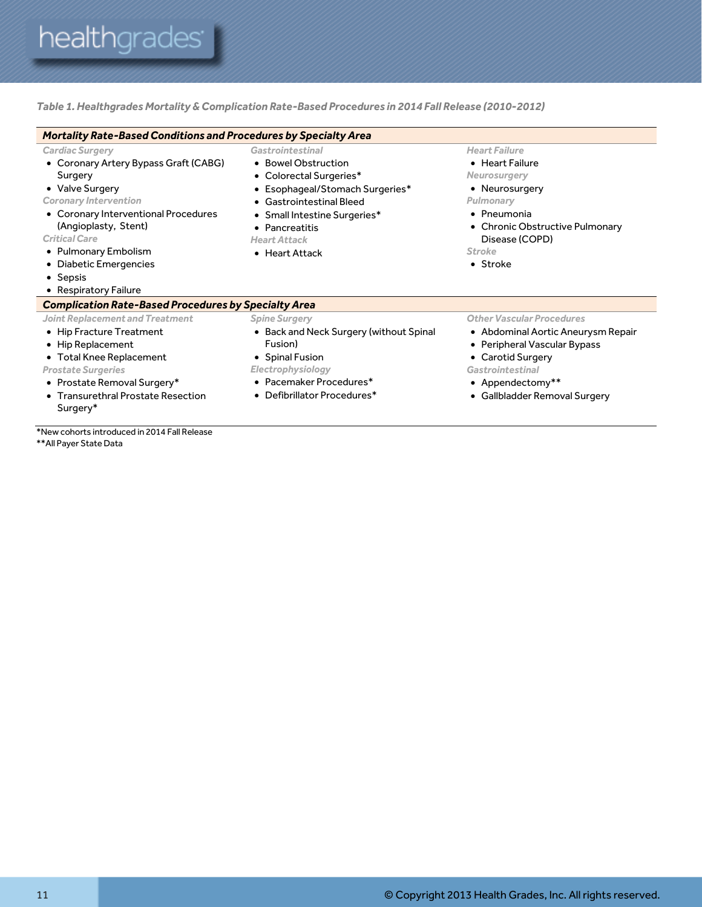*Table 1. Healthgrades Mortality & Complication Rate-Based Procedures in 2014 Fall Release (2010-2012)*

### *Mortality Rate-Based Conditions and Procedures by Specialty Area*

*Cardiac Surgery*
- Coronary Artery Bypass Graft (CABG) Surgery
- Valve Surgery

*Coronary Intervention*
- Coronary Interventional Procedures (Angioplasty, Stent)

*Critical Care*
- Pulmonary Embolism
- Diabetic Emergencies
- Sepsis
- Respiratory Failure

*Gastrointestinal*
- Bowel Obstruction
- Colorectal Surgeries*
- Esophageal/Stomach Surgeries*
- Gastrointestinal Bleed
- Small Intestine Surgeries*
- Pancreatitis

*Heart Attack*
- Heart Attack

*Heart Failure*
- Heart Failure

*Neurosurgery*
- Neurosurgery

*Pulmonary*
- Pneumonia
- Chronic Obstructive Pulmonary Disease (COPD)

*Stroke*
- Stroke

### *Complication Rate-Based Procedures by Specialty Area*

*Joint Replacement and Treatment*
- Hip Fracture Treatment
- Hip Replacement
- Total Knee Replacement

*Prostate Surgeries*
- Prostate Removal Surgery*
- Transurethral Prostate Resection Surgery*

*Spine Surgery*
- Back and Neck Surgery (without Spinal Fusion)
- Spinal Fusion

*Electrophysiology*
- Pacemaker Procedures*
- Defibrillator Procedures*

*Other Vascular Procedures*
- Abdominal Aortic Aneurysm Repair
- Peripheral Vascular Bypass
- Carotid Surgery

*Gastrointestinal*
- Appendectomy**
- Gallbladder Removal Surgery

*New cohorts introduced in 2014 Fall Release
**All Payer State Data

© Copyright 2013 Health Grades, Inc. All rights reserved.